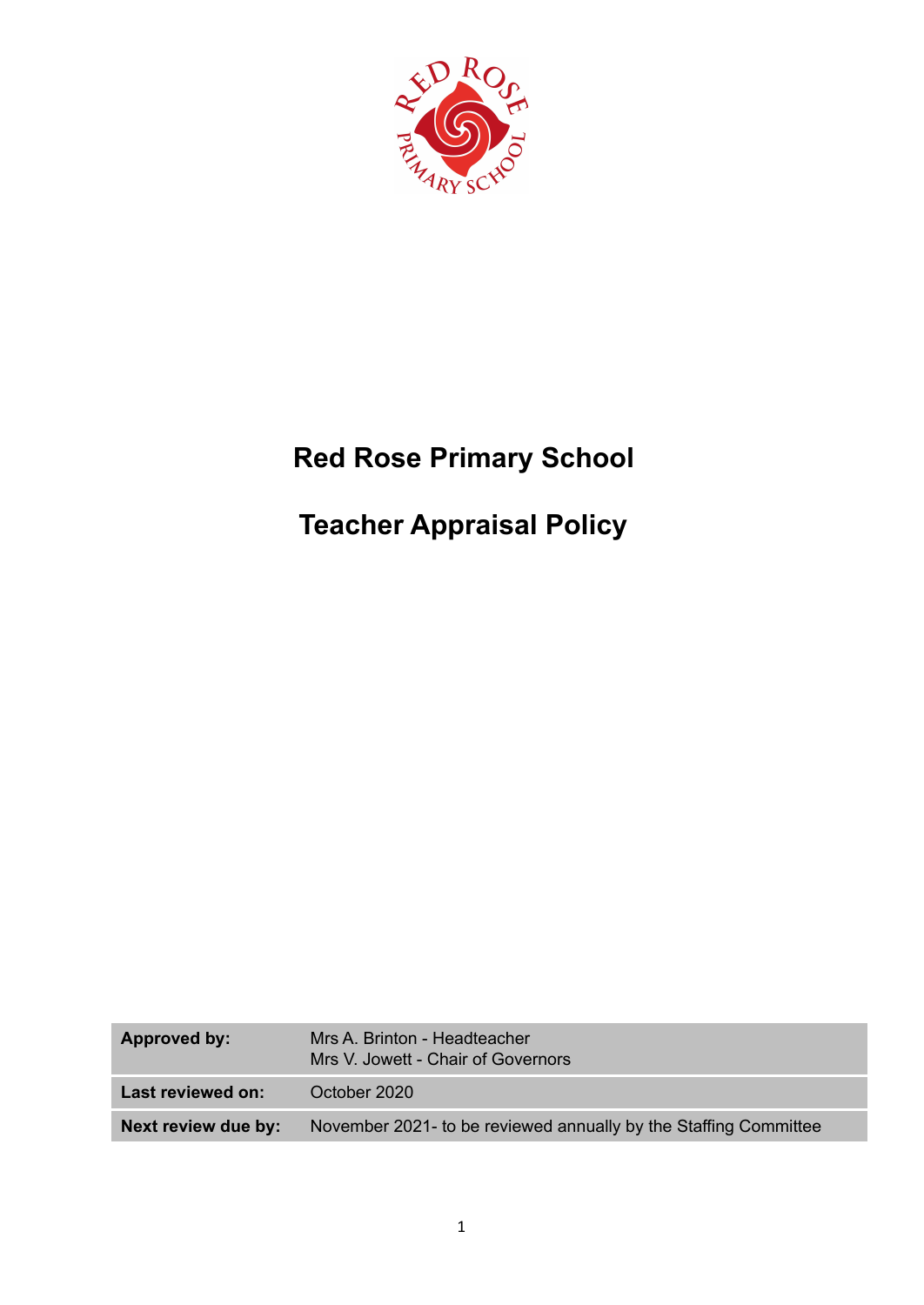# Red Rose Primary School

# Teacher Appraisal Policy

| | |
|---|---|
| **Approved by:** | Mrs A. Brinton - Headteacher<br>Mrs V. Jowett - Chair of Governors |
| **Last reviewed on:** | October 2020 |
| **Next review due by:** | November 2021- to be reviewed annually by the Staffing Committee |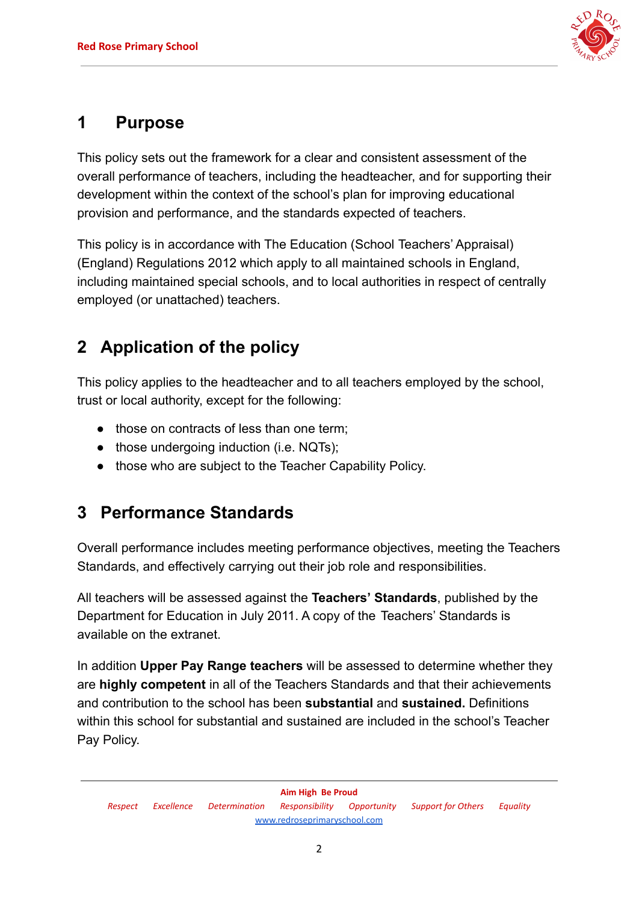## 1 Purpose

This policy sets out the framework for a clear and consistent assessment of the overall performance of teachers, including the headteacher, and for supporting their development within the context of the school's plan for improving educational provision and performance, and the standards expected of teachers.

This policy is in accordance with The Education (School Teachers' Appraisal) (England) Regulations 2012 which apply to all maintained schools in England, including maintained special schools, and to local authorities in respect of centrally employed (or unattached) teachers.

## 2 Application of the policy

This policy applies to the headteacher and to all teachers employed by the school, trust or local authority, except for the following:

- those on contracts of less than one term;
- those undergoing induction (i.e. NQTs);
- those who are subject to the Teacher Capability Policy.

## 3 Performance Standards

Overall performance includes meeting performance objectives, meeting the Teachers Standards, and effectively carrying out their job role and responsibilities.

All teachers will be assessed against the **Teachers' Standards**, published by the Department for Education in July 2011. A copy of the Teachers' Standards is available on the extranet.

In addition **Upper Pay Range teachers** will be assessed to determine whether they are **highly competent** in all of the Teachers Standards and that their achievements and contribution to the school has been **substantial** and **sustained.** Definitions within this school for substantial and sustained are included in the school's Teacher Pay Policy.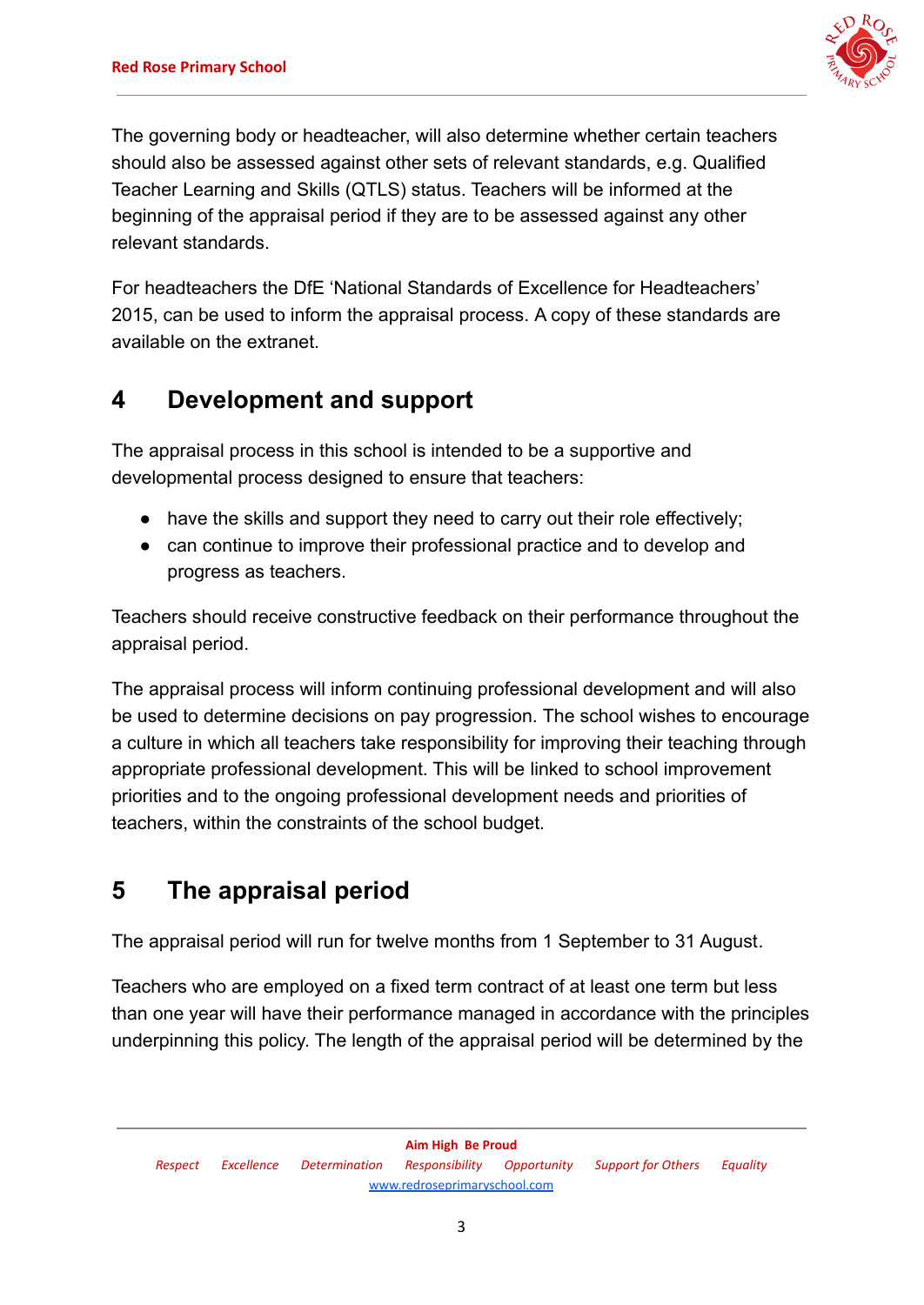The governing body or headteacher, will also determine whether certain teachers should also be assessed against other sets of relevant standards, e.g. Qualified Teacher Learning and Skills (QTLS) status. Teachers will be informed at the beginning of the appraisal period if they are to be assessed against any other relevant standards.

For headteachers the DfE 'National Standards of Excellence for Headteachers' 2015, can be used to inform the appraisal process. A copy of these standards are available on the extranet.

## 4 Development and support

The appraisal process in this school is intended to be a supportive and developmental process designed to ensure that teachers:

- have the skills and support they need to carry out their role effectively;
- can continue to improve their professional practice and to develop and progress as teachers.

Teachers should receive constructive feedback on their performance throughout the appraisal period.

The appraisal process will inform continuing professional development and will also be used to determine decisions on pay progression. The school wishes to encourage a culture in which all teachers take responsibility for improving their teaching through appropriate professional development. This will be linked to school improvement priorities and to the ongoing professional development needs and priorities of teachers, within the constraints of the school budget.

## 5 The appraisal period

The appraisal period will run for twelve months from 1 September to 31 August.

Teachers who are employed on a fixed term contract of at least one term but less than one year will have their performance managed in accordance with the principles underpinning this policy. The length of the appraisal period will be determined by the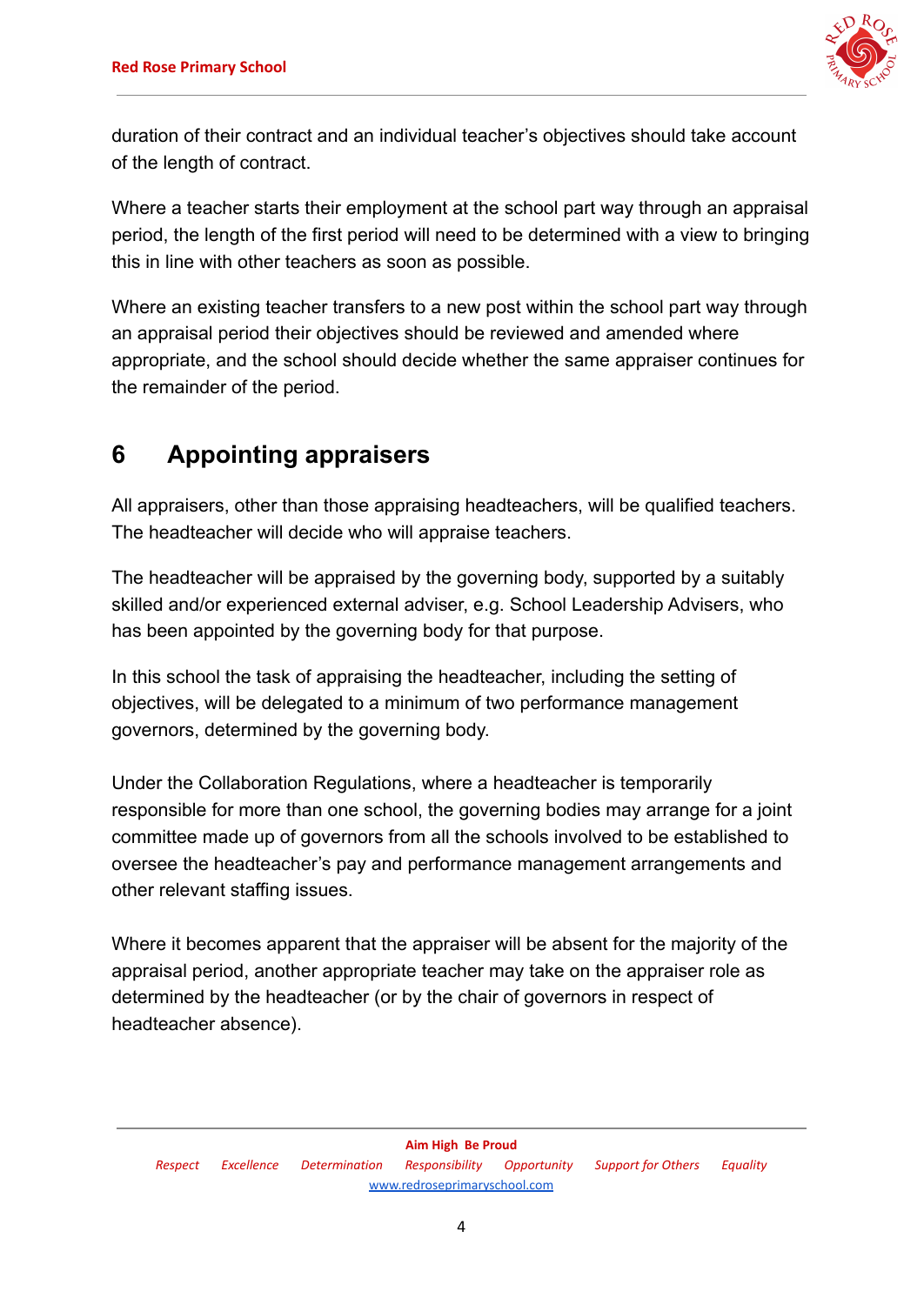duration of their contract and an individual teacher's objectives should take account of the length of contract.

Where a teacher starts their employment at the school part way through an appraisal period, the length of the first period will need to be determined with a view to bringing this in line with other teachers as soon as possible.

Where an existing teacher transfers to a new post within the school part way through an appraisal period their objectives should be reviewed and amended where appropriate, and the school should decide whether the same appraiser continues for the remainder of the period.

## 6 Appointing appraisers

All appraisers, other than those appraising headteachers, will be qualified teachers. The headteacher will decide who will appraise teachers.

The headteacher will be appraised by the governing body, supported by a suitably skilled and/or experienced external adviser, e.g. School Leadership Advisers, who has been appointed by the governing body for that purpose.

In this school the task of appraising the headteacher, including the setting of objectives, will be delegated to a minimum of two performance management governors, determined by the governing body.

Under the Collaboration Regulations, where a headteacher is temporarily responsible for more than one school, the governing bodies may arrange for a joint committee made up of governors from all the schools involved to be established to oversee the headteacher's pay and performance management arrangements and other relevant staffing issues.

Where it becomes apparent that the appraiser will be absent for the majority of the appraisal period, another appropriate teacher may take on the appraiser role as determined by the headteacher (or by the chair of governors in respect of headteacher absence).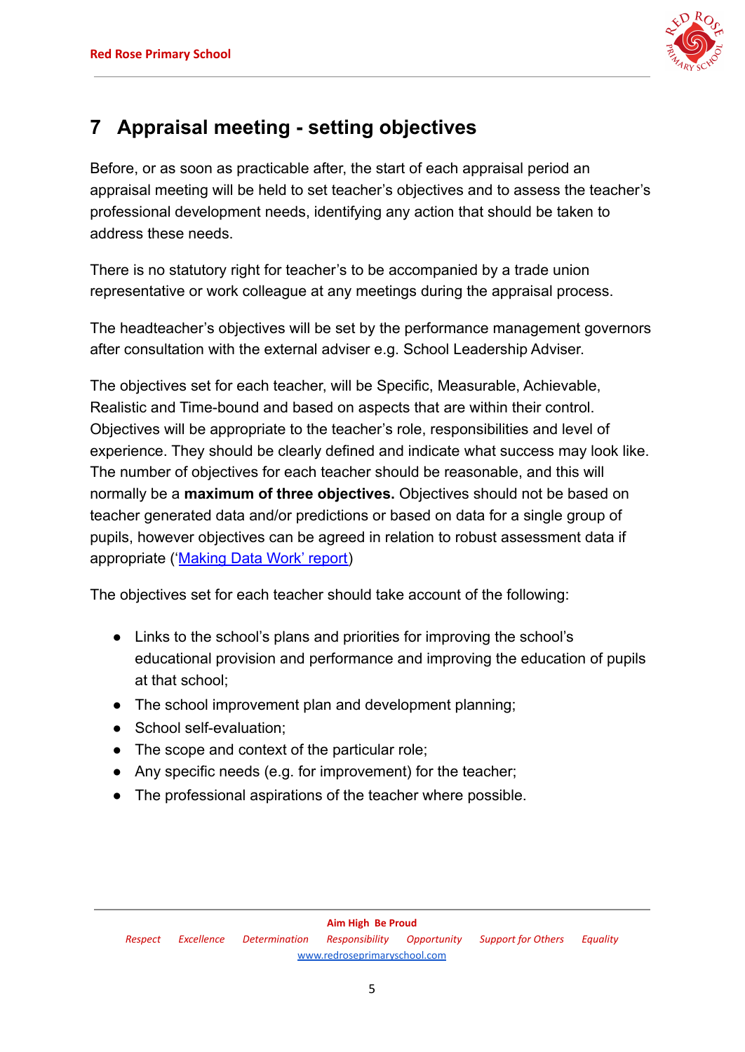## 7 Appraisal meeting - setting objectives

Before, or as soon as practicable after, the start of each appraisal period an appraisal meeting will be held to set teacher's objectives and to assess the teacher's professional development needs, identifying any action that should be taken to address these needs.

There is no statutory right for teacher's to be accompanied by a trade union representative or work colleague at any meetings during the appraisal process.

The headteacher's objectives will be set by the performance management governors after consultation with the external adviser e.g. School Leadership Adviser.

The objectives set for each teacher, will be Specific, Measurable, Achievable, Realistic and Time-bound and based on aspects that are within their control. Objectives will be appropriate to the teacher's role, responsibilities and level of experience. They should be clearly defined and indicate what success may look like. The number of objectives for each teacher should be reasonable, and this will normally be a **maximum of three objectives.** Objectives should not be based on teacher generated data and/or predictions or based on data for a single group of pupils, however objectives can be agreed in relation to robust assessment data if appropriate ('Making Data Work' report)

The objectives set for each teacher should take account of the following:

- Links to the school's plans and priorities for improving the school's educational provision and performance and improving the education of pupils at that school;
- The school improvement plan and development planning;
- School self-evaluation;
- The scope and context of the particular role;
- Any specific needs (e.g. for improvement) for the teacher;
- The professional aspirations of the teacher where possible.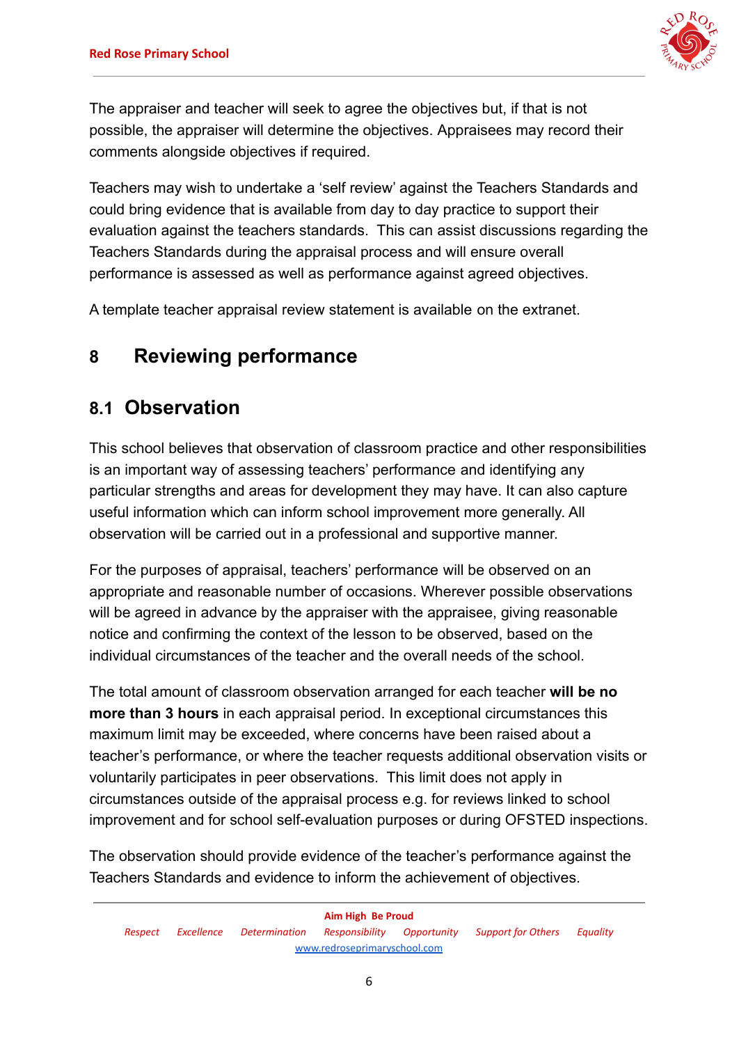The appraiser and teacher will seek to agree the objectives but, if that is not possible, the appraiser will determine the objectives. Appraisees may record their comments alongside objectives if required.

Teachers may wish to undertake a 'self review' against the Teachers Standards and could bring evidence that is available from day to day practice to support their evaluation against the teachers standards. This can assist discussions regarding the Teachers Standards during the appraisal process and will ensure overall performance is assessed as well as performance against agreed objectives.

A template teacher appraisal review statement is available on the extranet.

# 8 Reviewing performance

## 8.1 Observation

This school believes that observation of classroom practice and other responsibilities is an important way of assessing teachers' performance and identifying any particular strengths and areas for development they may have. It can also capture useful information which can inform school improvement more generally. All observation will be carried out in a professional and supportive manner.

For the purposes of appraisal, teachers' performance will be observed on an appropriate and reasonable number of occasions. Wherever possible observations will be agreed in advance by the appraiser with the appraisee, giving reasonable notice and confirming the context of the lesson to be observed, based on the individual circumstances of the teacher and the overall needs of the school.

The total amount of classroom observation arranged for each teacher **will be no more than 3 hours** in each appraisal period. In exceptional circumstances this maximum limit may be exceeded, where concerns have been raised about a teacher's performance, or where the teacher requests additional observation visits or voluntarily participates in peer observations. This limit does not apply in circumstances outside of the appraisal process e.g. for reviews linked to school improvement and for school self-evaluation purposes or during OFSTED inspections.

The observation should provide evidence of the teacher's performance against the Teachers Standards and evidence to inform the achievement of objectives.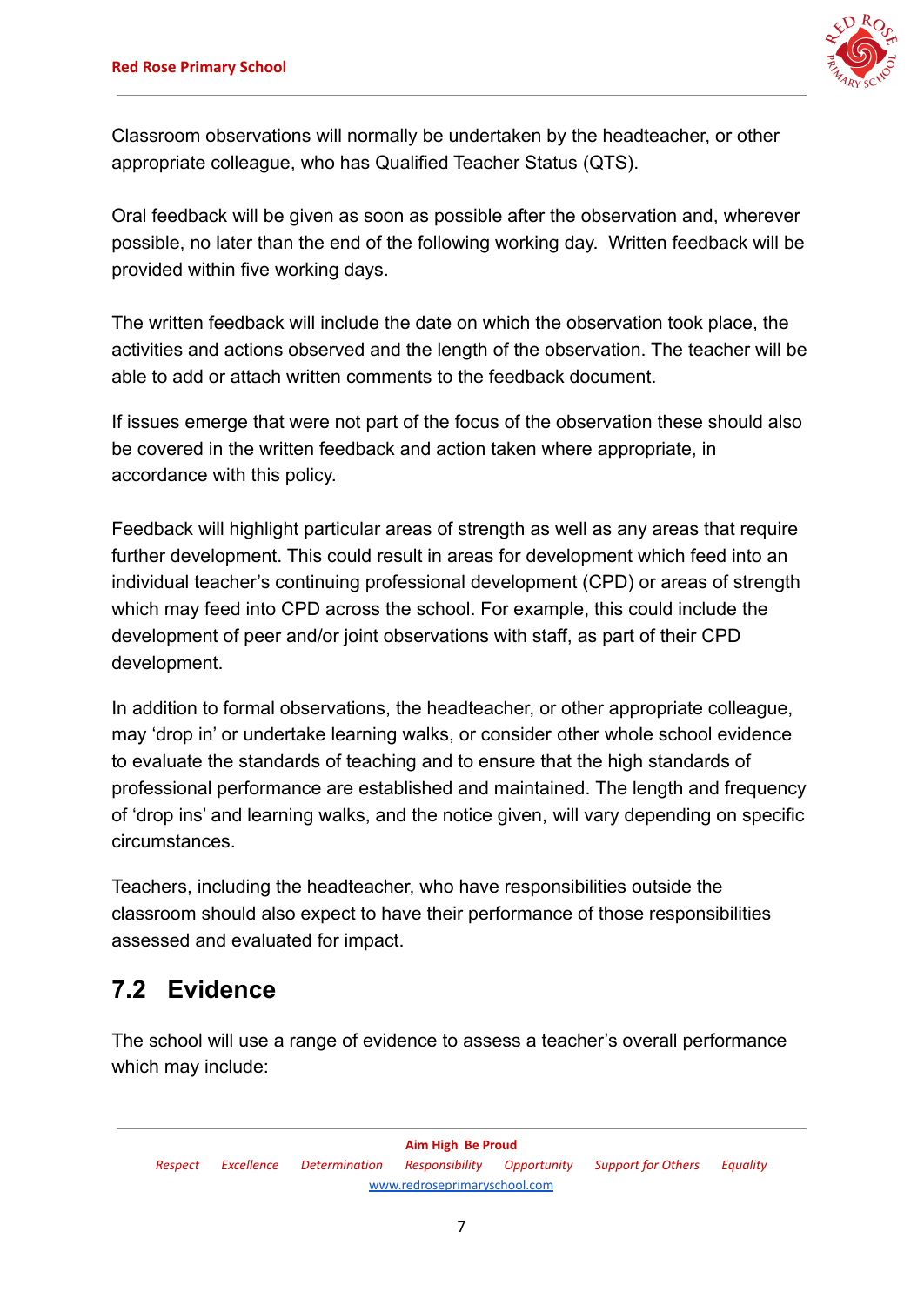Classroom observations will normally be undertaken by the headteacher, or other appropriate colleague, who has Qualified Teacher Status (QTS).

Oral feedback will be given as soon as possible after the observation and, wherever possible, no later than the end of the following working day. Written feedback will be provided within five working days.

The written feedback will include the date on which the observation took place, the activities and actions observed and the length of the observation. The teacher will be able to add or attach written comments to the feedback document.

If issues emerge that were not part of the focus of the observation these should also be covered in the written feedback and action taken where appropriate, in accordance with this policy.

Feedback will highlight particular areas of strength as well as any areas that require further development. This could result in areas for development which feed into an individual teacher's continuing professional development (CPD) or areas of strength which may feed into CPD across the school. For example, this could include the development of peer and/or joint observations with staff, as part of their CPD development.

In addition to formal observations, the headteacher, or other appropriate colleague, may 'drop in' or undertake learning walks, or consider other whole school evidence to evaluate the standards of teaching and to ensure that the high standards of professional performance are established and maintained. The length and frequency of 'drop ins' and learning walks, and the notice given, will vary depending on specific circumstances.

Teachers, including the headteacher, who have responsibilities outside the classroom should also expect to have their performance of those responsibilities assessed and evaluated for impact.

## 7.2 Evidence

The school will use a range of evidence to assess a teacher's overall performance which may include: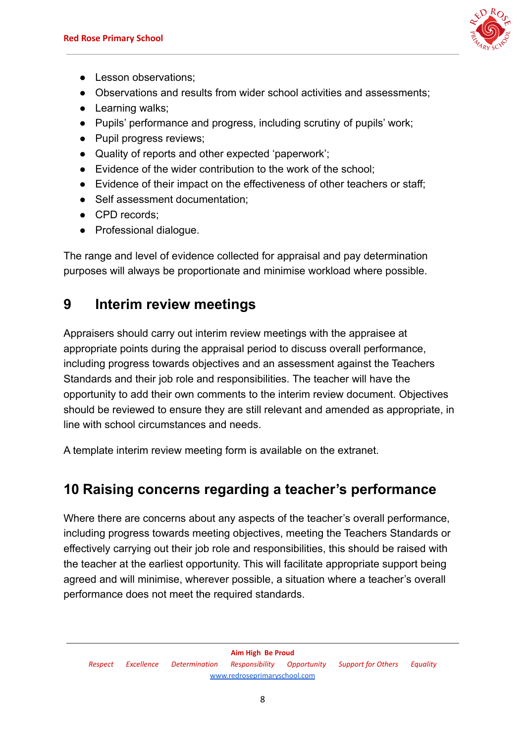- Lesson observations;
- Observations and results from wider school activities and assessments;
- Learning walks;
- Pupils' performance and progress, including scrutiny of pupils' work;
- Pupil progress reviews;
- Quality of reports and other expected 'paperwork';
- Evidence of the wider contribution to the work of the school;
- Evidence of their impact on the effectiveness of other teachers or staff;
- Self assessment documentation;
- CPD records;
- Professional dialogue.

The range and level of evidence collected for appraisal and pay determination purposes will always be proportionate and minimise workload where possible.

## 9 Interim review meetings

Appraisers should carry out interim review meetings with the appraisee at appropriate points during the appraisal period to discuss overall performance, including progress towards objectives and an assessment against the Teachers Standards and their job role and responsibilities. The teacher will have the opportunity to add their own comments to the interim review document. Objectives should be reviewed to ensure they are still relevant and amended as appropriate, in line with school circumstances and needs.

A template interim review meeting form is available on the extranet.

## 10 Raising concerns regarding a teacher's performance

Where there are concerns about any aspects of the teacher's overall performance, including progress towards meeting objectives, meeting the Teachers Standards or effectively carrying out their job role and responsibilities, this should be raised with the teacher at the earliest opportunity. This will facilitate appropriate support being agreed and will minimise, wherever possible, a situation where a teacher's overall performance does not meet the required standards.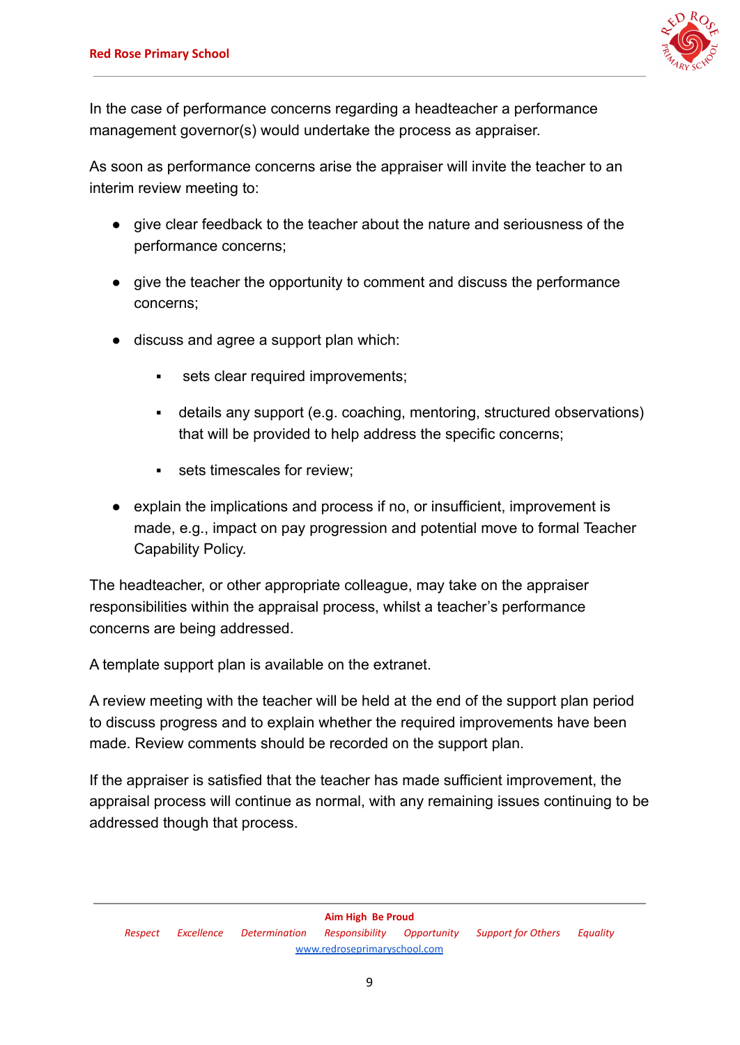In the case of performance concerns regarding a headteacher a performance management governor(s) would undertake the process as appraiser.

As soon as performance concerns arise the appraiser will invite the teacher to an interim review meeting to:

- give clear feedback to the teacher about the nature and seriousness of the performance concerns;
- give the teacher the opportunity to comment and discuss the performance concerns;
- discuss and agree a support plan which:
  - sets clear required improvements;
  - details any support (e.g. coaching, mentoring, structured observations) that will be provided to help address the specific concerns;
  - sets timescales for review;
- explain the implications and process if no, or insufficient, improvement is made, e.g., impact on pay progression and potential move to formal Teacher Capability Policy.

The headteacher, or other appropriate colleague, may take on the appraiser responsibilities within the appraisal process, whilst a teacher's performance concerns are being addressed.

A template support plan is available on the extranet.

A review meeting with the teacher will be held at the end of the support plan period to discuss progress and to explain whether the required improvements have been made. Review comments should be recorded on the support plan.

If the appraiser is satisfied that the teacher has made sufficient improvement, the appraisal process will continue as normal, with any remaining issues continuing to be addressed though that process.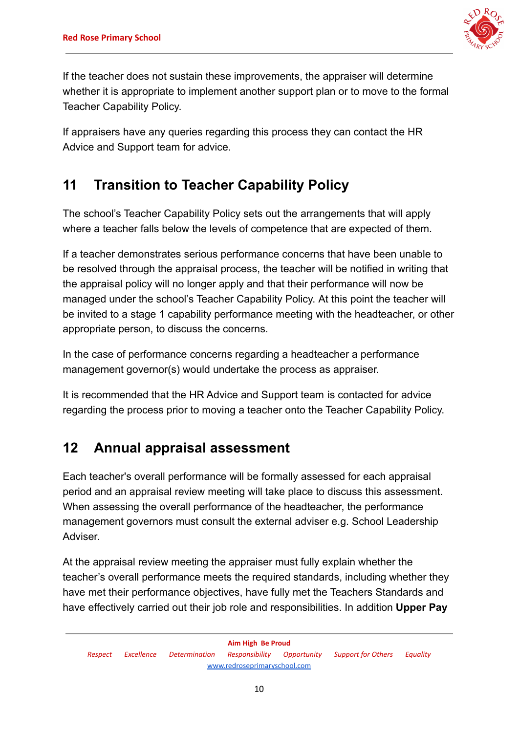If the teacher does not sustain these improvements, the appraiser will determine whether it is appropriate to implement another support plan or to move to the formal Teacher Capability Policy.

If appraisers have any queries regarding this process they can contact the HR Advice and Support team for advice.

## 11 Transition to Teacher Capability Policy

The school's Teacher Capability Policy sets out the arrangements that will apply where a teacher falls below the levels of competence that are expected of them.

If a teacher demonstrates serious performance concerns that have been unable to be resolved through the appraisal process, the teacher will be notified in writing that the appraisal policy will no longer apply and that their performance will now be managed under the school's Teacher Capability Policy. At this point the teacher will be invited to a stage 1 capability performance meeting with the headteacher, or other appropriate person, to discuss the concerns.

In the case of performance concerns regarding a headteacher a performance management governor(s) would undertake the process as appraiser.

It is recommended that the HR Advice and Support team is contacted for advice regarding the process prior to moving a teacher onto the Teacher Capability Policy.

## 12 Annual appraisal assessment

Each teacher's overall performance will be formally assessed for each appraisal period and an appraisal review meeting will take place to discuss this assessment. When assessing the overall performance of the headteacher, the performance management governors must consult the external adviser e.g. School Leadership Adviser.

At the appraisal review meeting the appraiser must fully explain whether the teacher's overall performance meets the required standards, including whether they have met their performance objectives, have fully met the Teachers Standards and have effectively carried out their job role and responsibilities. In addition **Upper Pay**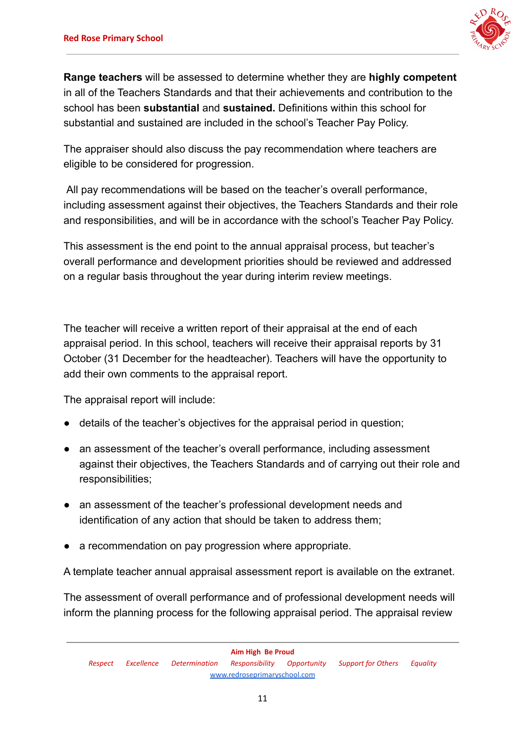**Range teachers** will be assessed to determine whether they are **highly competent** in all of the Teachers Standards and that their achievements and contribution to the school has been **substantial** and **sustained.** Definitions within this school for substantial and sustained are included in the school's Teacher Pay Policy.

The appraiser should also discuss the pay recommendation where teachers are eligible to be considered for progression.

All pay recommendations will be based on the teacher's overall performance, including assessment against their objectives, the Teachers Standards and their role and responsibilities, and will be in accordance with the school's Teacher Pay Policy.

This assessment is the end point to the annual appraisal process, but teacher's overall performance and development priorities should be reviewed and addressed on a regular basis throughout the year during interim review meetings.

The teacher will receive a written report of their appraisal at the end of each appraisal period. In this school, teachers will receive their appraisal reports by 31 October (31 December for the headteacher). Teachers will have the opportunity to add their own comments to the appraisal report.

The appraisal report will include:

- details of the teacher's objectives for the appraisal period in question;
- an assessment of the teacher's overall performance, including assessment against their objectives, the Teachers Standards and of carrying out their role and responsibilities;
- an assessment of the teacher's professional development needs and identification of any action that should be taken to address them;
- a recommendation on pay progression where appropriate.

A template teacher annual appraisal assessment report is available on the extranet.

The assessment of overall performance and of professional development needs will inform the planning process for the following appraisal period. The appraisal review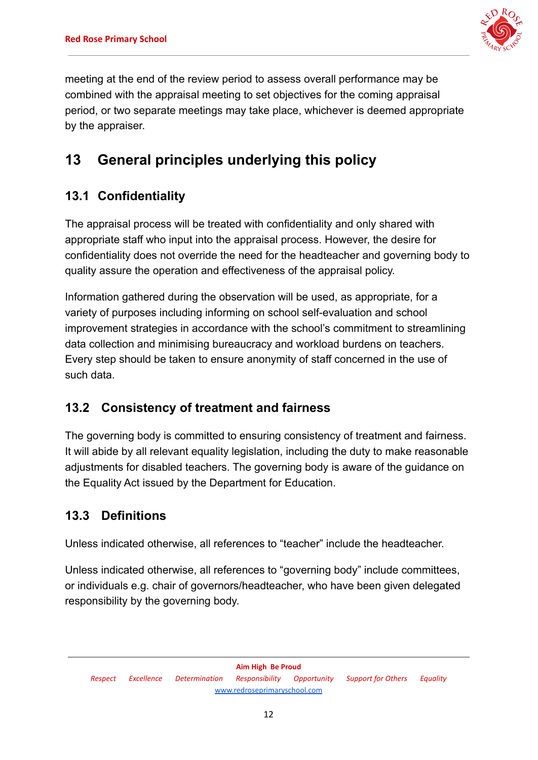meeting at the end of the review period to assess overall performance may be combined with the appraisal meeting to set objectives for the coming appraisal period, or two separate meetings may take place, whichever is deemed appropriate by the appraiser.

## 13 General principles underlying this policy

### 13.1 Confidentiality

The appraisal process will be treated with confidentiality and only shared with appropriate staff who input into the appraisal process. However, the desire for confidentiality does not override the need for the headteacher and governing body to quality assure the operation and effectiveness of the appraisal policy.

Information gathered during the observation will be used, as appropriate, for a variety of purposes including informing on school self-evaluation and school improvement strategies in accordance with the school's commitment to streamlining data collection and minimising bureaucracy and workload burdens on teachers. Every step should be taken to ensure anonymity of staff concerned in the use of such data.

### 13.2 Consistency of treatment and fairness

The governing body is committed to ensuring consistency of treatment and fairness. It will abide by all relevant equality legislation, including the duty to make reasonable adjustments for disabled teachers. The governing body is aware of the guidance on the Equality Act issued by the Department for Education.

### 13.3 Definitions

Unless indicated otherwise, all references to "teacher" include the headteacher.

Unless indicated otherwise, all references to "governing body" include committees, or individuals e.g. chair of governors/headteacher, who have been given delegated responsibility by the governing body.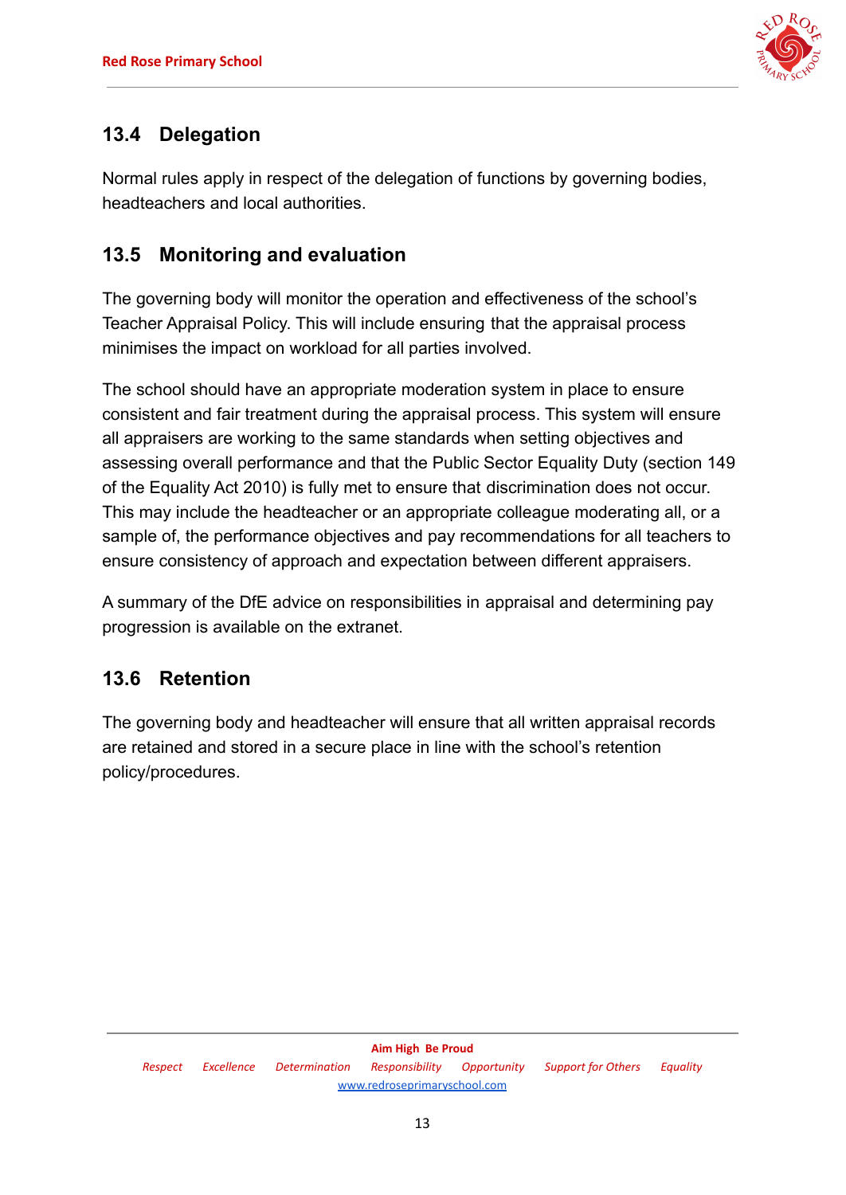### 13.4 Delegation

Normal rules apply in respect of the delegation of functions by governing bodies, headteachers and local authorities.

### 13.5 Monitoring and evaluation

The governing body will monitor the operation and effectiveness of the school's Teacher Appraisal Policy. This will include ensuring that the appraisal process minimises the impact on workload for all parties involved.

The school should have an appropriate moderation system in place to ensure consistent and fair treatment during the appraisal process. This system will ensure all appraisers are working to the same standards when setting objectives and assessing overall performance and that the Public Sector Equality Duty (section 149 of the Equality Act 2010) is fully met to ensure that discrimination does not occur. This may include the headteacher or an appropriate colleague moderating all, or a sample of, the performance objectives and pay recommendations for all teachers to ensure consistency of approach and expectation between different appraisers.

A summary of the DfE advice on responsibilities in appraisal and determining pay progression is available on the extranet.

### 13.6 Retention

The governing body and headteacher will ensure that all written appraisal records are retained and stored in a secure place in line with the school's retention policy/procedures.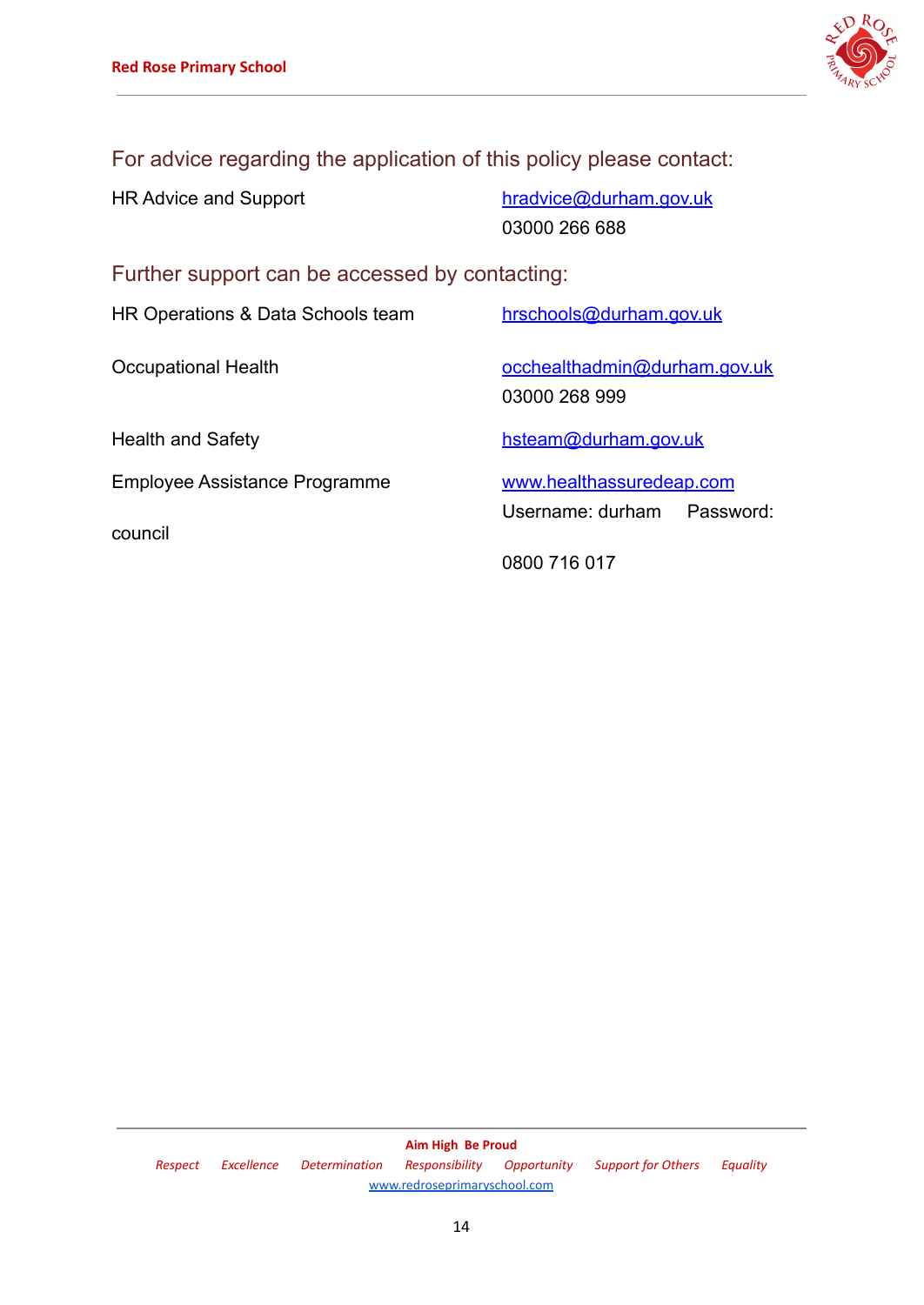## For advice regarding the application of this policy please contact:

| | |
|---|---|
| HR Advice and Support | hradvice@durham.gov.uk<br>03000 266 688 |

## Further support can be accessed by contacting:

| | |
|---|---|
| HR Operations & Data Schools team | hrschools@durham.gov.uk |
| Occupational Health | occhealthadmin@durham.gov.uk<br>03000 268 999 |
| Health and Safety | hsteam@durham.gov.uk |
| Employee Assistance Programme | www.healthassuredeap.com<br>Username: durham Password: council<br>0800 716 017 |